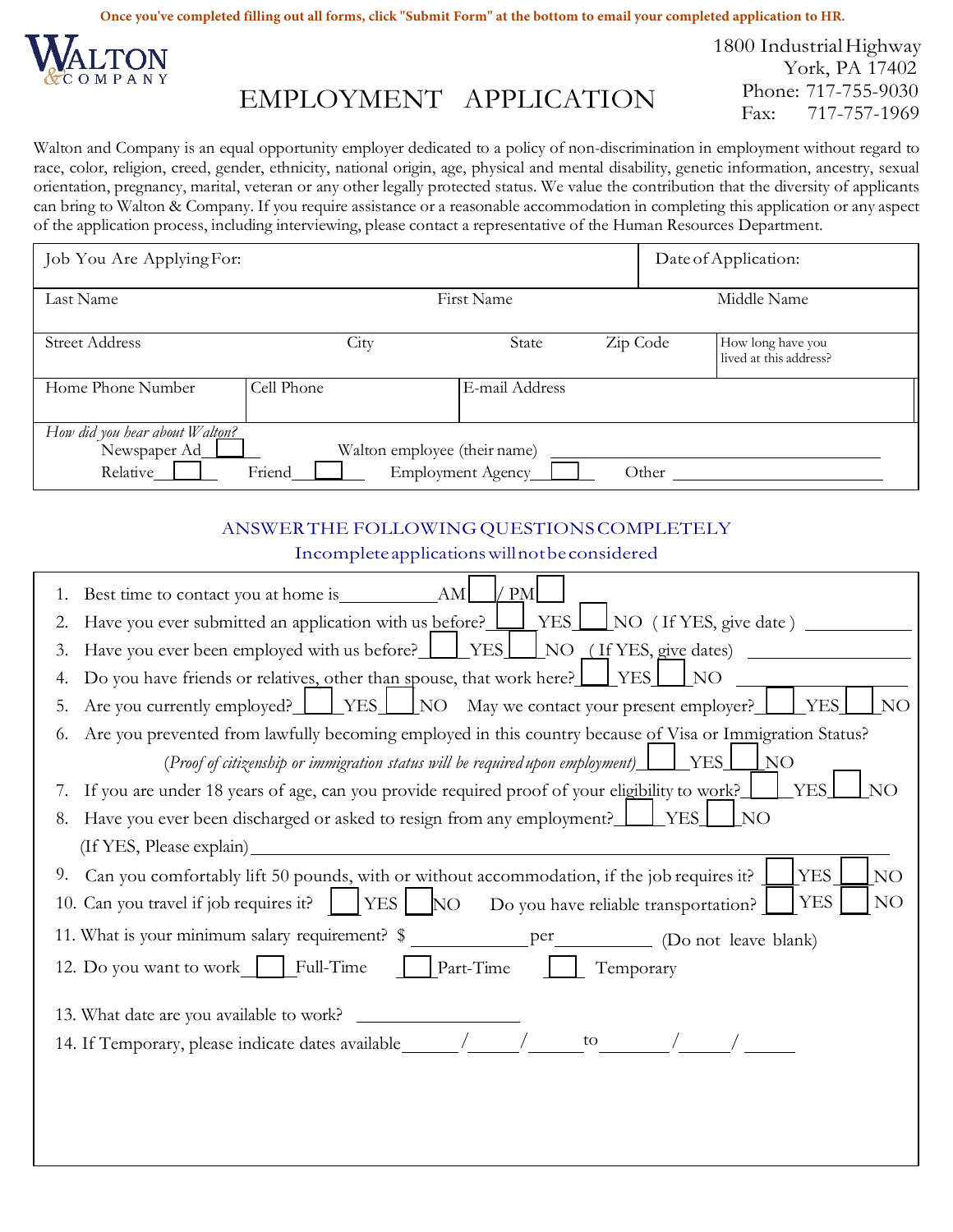Once you've completed filling out all forms, click "Submit Form" at the bottom to email your completed application to HR.

WALTON & COMPANY

# EMPLOYMENT APPLICATION

1800 Industrial Highway
York, PA 17402
Phone: 717-755-9030
Fax: 717-757-1969

Walton and Company is an equal opportunity employer dedicated to a policy of non-discrimination in employment without regard to race, color, religion, creed, gender, ethnicity, national origin, age, physical and mental disability, genetic information, ancestry, sexual orientation, pregnancy, marital, veteran or any other legally protected status. We value the contribution that the diversity of applicants can bring to Walton & Company. If you require assistance or a reasonable accommodation in completing this application or any aspect of the application process, including interviewing, please contact a representative of the Human Resources Department.

| Job You Are Applying For: | | | | Date of Application: |
|---|---|---|---|---|
| Last Name | | First Name | | Middle Name |
| Street Address | City | State | Zip Code | How long have you lived at this address? |
| Home Phone Number | Cell Phone | E-mail Address | | |

*How did you hear about Walton?*
Newspaper Ad ☐ Walton employee (their name) ____________
Relative ☐ Friend ☐ Employment Agency ☐ Other ____________

## ANSWER THE FOLLOWING QUESTIONS COMPLETELY

Incomplete applications will not be considered

1. Best time to contact you at home is__________ AM ☐ / PM ☐
2. Have you ever submitted an application with us before? ☐ YES ☐ NO (If YES, give date) __________
3. Have you ever been employed with us before? ☐ YES ☐ NO (If YES, give dates) __________
4. Do you have friends or relatives, other than spouse, that work here? ☐ YES ☐ NO __________
5. Are you currently employed? ☐ YES ☐ NO May we contact your present employer? ☐ YES ☐ NO
6. Are you prevented from lawfully becoming employed in this country because of Visa or Immigration Status?
   *(Proof of citizenship or immigration status will be required upon employment)* ☐ YES ☐ NO
7. If you are under 18 years of age, can you provide required proof of your eligibility to work? ☐ YES ☐ NO
8. Have you ever been discharged or asked to resign from any employment? ☐ YES ☐ NO
   (If YES, Please explain) __________
9. Can you comfortably lift 50 pounds, with or without accommodation, if the job requires it? ☐ YES ☐ NO
10. Can you travel if job requires it? ☐ YES ☐ NO Do you have reliable transportation? ☐ YES ☐ NO
11. What is your minimum salary requirement? $ __________ per __________ (Do not leave blank)
12. Do you want to work ☐ Full-Time ☐ Part-Time ☐ Temporary
13. What date are you available to work? __________
14. If Temporary, please indicate dates available_____/_____/_____ to _____/_____/_____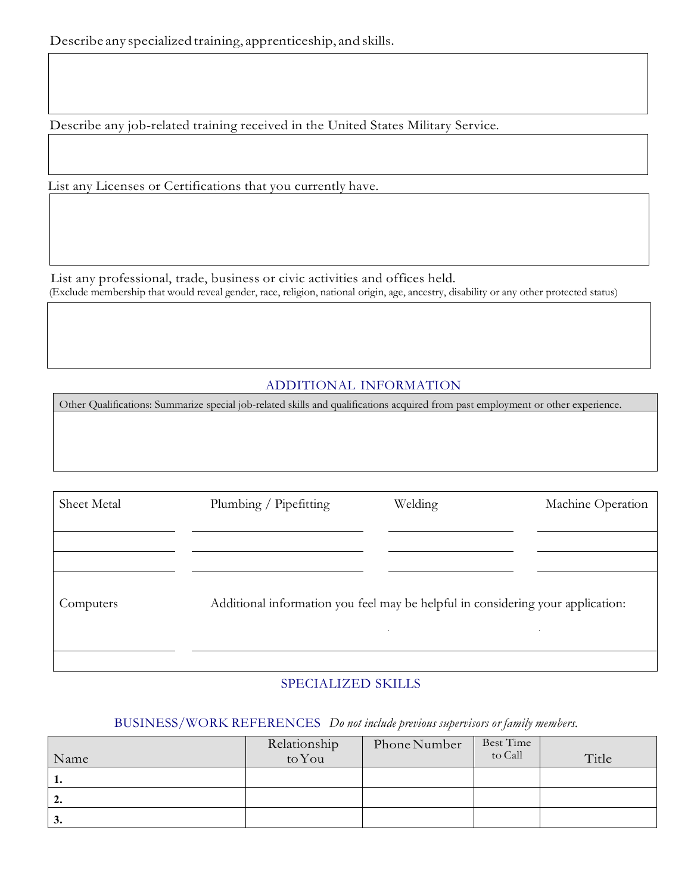Describe any specialized training, apprenticeship, and skills.

Describe any job-related training received in the United States Military Service.

List any Licenses or Certifications that you currently have.

List any professional, trade, business or civic activities and offices held.
(Exclude membership that would reveal gender, race, religion, national origin, age, ancestry, disability or any other protected status)

## ADDITIONAL INFORMATION

Other Qualifications: Summarize special job-related skills and qualifications acquired from past employment or other experience.

| Sheet Metal | Plumbing / Pipefitting | Welding | Machine Operation |
|---|---|---|---|
| | | | |
| | | | |
| | | | |

| Computers | Additional information you feel may be helpful in considering your application: |
|---|---|
| | |
| | |

## SPECIALIZED SKILLS

## BUSINESS/WORK REFERENCES *Do not include previous supervisors or family members.*

| Name | Relationship to You | Phone Number | Best Time to Call | Title |
|---|---|---|---|---|
| **1.** | | | | |
| **2.** | | | | |
| **3.** | | | | |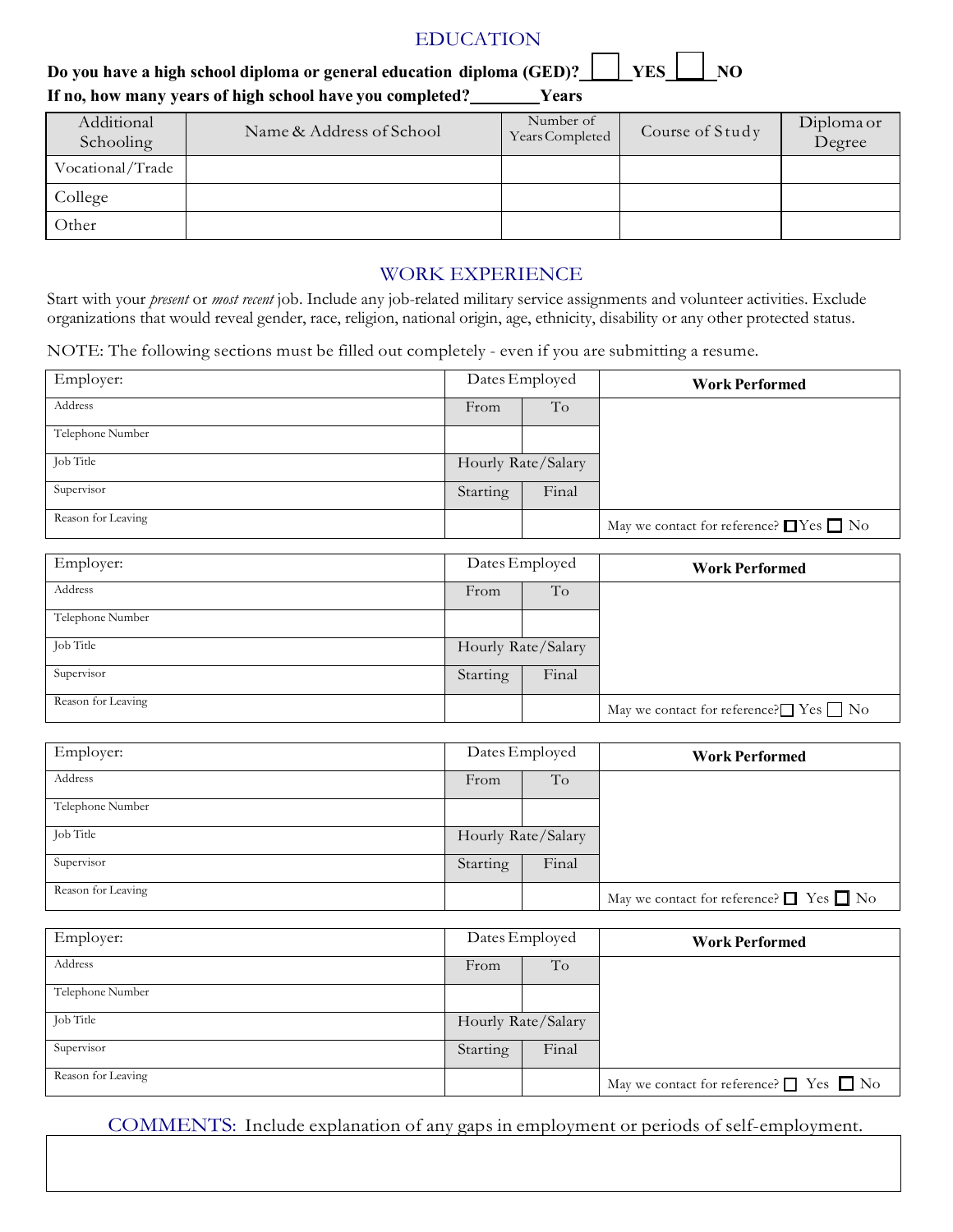## EDUCATION

**Do you have a high school diploma or general education diploma (GED)?** ☐ **YES** ☐ **NO**

**If no, how many years of high school have you completed?________ Years**

| Additional Schooling | Name & Address of School | Number of Years Completed | Course of Study | Diploma or Degree |
|---|---|---|---|---|
| Vocational/Trade | | | | |
| College | | | | |
| Other | | | | |

## WORK EXPERIENCE

Start with your *present* or *most recent* job. Include any job-related military service assignments and volunteer activities. Exclude organizations that would reveal gender, race, religion, national origin, age, ethnicity, disability or any other protected status.

NOTE: The following sections must be filled out completely - even if you are submitting a resume.

| Employer: | Dates Employed | | **Work Performed** |
|---|---|---|---|
| Address | From | To | |
| Telephone Number | | | |
| Job Title | Hourly Rate/Salary | | |
| Supervisor | Starting | Final | |
| Reason for Leaving | | | May we contact for reference? ☐ Yes ☐ No |

| Employer: | Dates Employed | | **Work Performed** |
|---|---|---|---|
| Address | From | To | |
| Telephone Number | | | |
| Job Title | Hourly Rate/Salary | | |
| Supervisor | Starting | Final | |
| Reason for Leaving | | | May we contact for reference? ☐ Yes ☐ No |

| Employer: | Dates Employed | | **Work Performed** |
|---|---|---|---|
| Address | From | To | |
| Telephone Number | | | |
| Job Title | Hourly Rate/Salary | | |
| Supervisor | Starting | Final | |
| Reason for Leaving | | | May we contact for reference? ☐ Yes ☐ No |

| Employer: | Dates Employed | | **Work Performed** |
|---|---|---|---|
| Address | From | To | |
| Telephone Number | | | |
| Job Title | Hourly Rate/Salary | | |
| Supervisor | Starting | Final | |
| Reason for Leaving | | | May we contact for reference? ☐ Yes ☐ No |

## COMMENTS: Include explanation of any gaps in employment or periods of self-employment.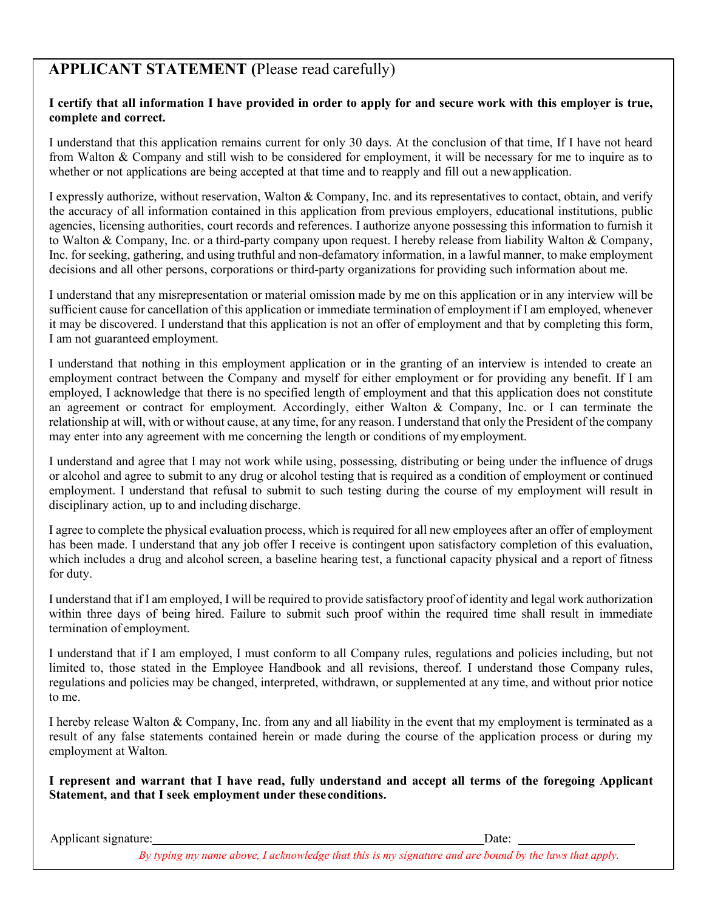## **APPLICANT STATEMENT (**Please read carefully)

**I certify that all information I have provided in order to apply for and secure work with this employer is true, complete and correct.**

I understand that this application remains current for only 30 days. At the conclusion of that time, If I have not heard from Walton & Company and still wish to be considered for employment, it will be necessary for me to inquire as to whether or not applications are being accepted at that time and to reapply and fill out a new application.

I expressly authorize, without reservation, Walton & Company, Inc. and its representatives to contact, obtain, and verify the accuracy of all information contained in this application from previous employers, educational institutions, public agencies, licensing authorities, court records and references. I authorize anyone possessing this information to furnish it to Walton & Company, Inc. or a third-party company upon request. I hereby release from liability Walton & Company, Inc. for seeking, gathering, and using truthful and non-defamatory information, in a lawful manner, to make employment decisions and all other persons, corporations or third-party organizations for providing such information about me.

I understand that any misrepresentation or material omission made by me on this application or in any interview will be sufficient cause for cancellation of this application or immediate termination of employment if I am employed, whenever it may be discovered. I understand that this application is not an offer of employment and that by completing this form, I am not guaranteed employment.

I understand that nothing in this employment application or in the granting of an interview is intended to create an employment contract between the Company and myself for either employment or for providing any benefit. If I am employed, I acknowledge that there is no specified length of employment and that this application does not constitute an agreement or contract for employment. Accordingly, either Walton & Company, Inc. or I can terminate the relationship at will, with or without cause, at any time, for any reason. I understand that only the President of the company may enter into any agreement with me concerning the length or conditions of my employment.

I understand and agree that I may not work while using, possessing, distributing or being under the influence of drugs or alcohol and agree to submit to any drug or alcohol testing that is required as a condition of employment or continued employment. I understand that refusal to submit to such testing during the course of my employment will result in disciplinary action, up to and including discharge.

I agree to complete the physical evaluation process, which is required for all new employees after an offer of employment has been made. I understand that any job offer I receive is contingent upon satisfactory completion of this evaluation, which includes a drug and alcohol screen, a baseline hearing test, a functional capacity physical and a report of fitness for duty.

I understand that if I am employed, I will be required to provide satisfactory proof of identity and legal work authorization within three days of being hired. Failure to submit such proof within the required time shall result in immediate termination of employment.

I understand that if I am employed, I must conform to all Company rules, regulations and policies including, but not limited to, those stated in the Employee Handbook and all revisions, thereof. I understand those Company rules, regulations and policies may be changed, interpreted, withdrawn, or supplemented at any time, and without prior notice to me.

I hereby release Walton & Company, Inc. from any and all liability in the event that my employment is terminated as a result of any false statements contained herein or made during the course of the application process or during my employment at Walton.

**I represent and warrant that I have read, fully understand and accept all terms of the foregoing Applicant Statement, and that I seek employment under these conditions.**

Applicant signature:\_\_\_\_\_\_\_\_\_\_\_\_\_\_\_\_\_\_\_\_\_\_\_\_\_\_\_\_\_\_\_\_\_\_\_\_\_\_\_\_ Date: \_\_\_\_\_\_\_\_\_\_\_\_\_\_\_

*By typing my name above, I acknowledge that this is my signature and are bound by the laws that apply.*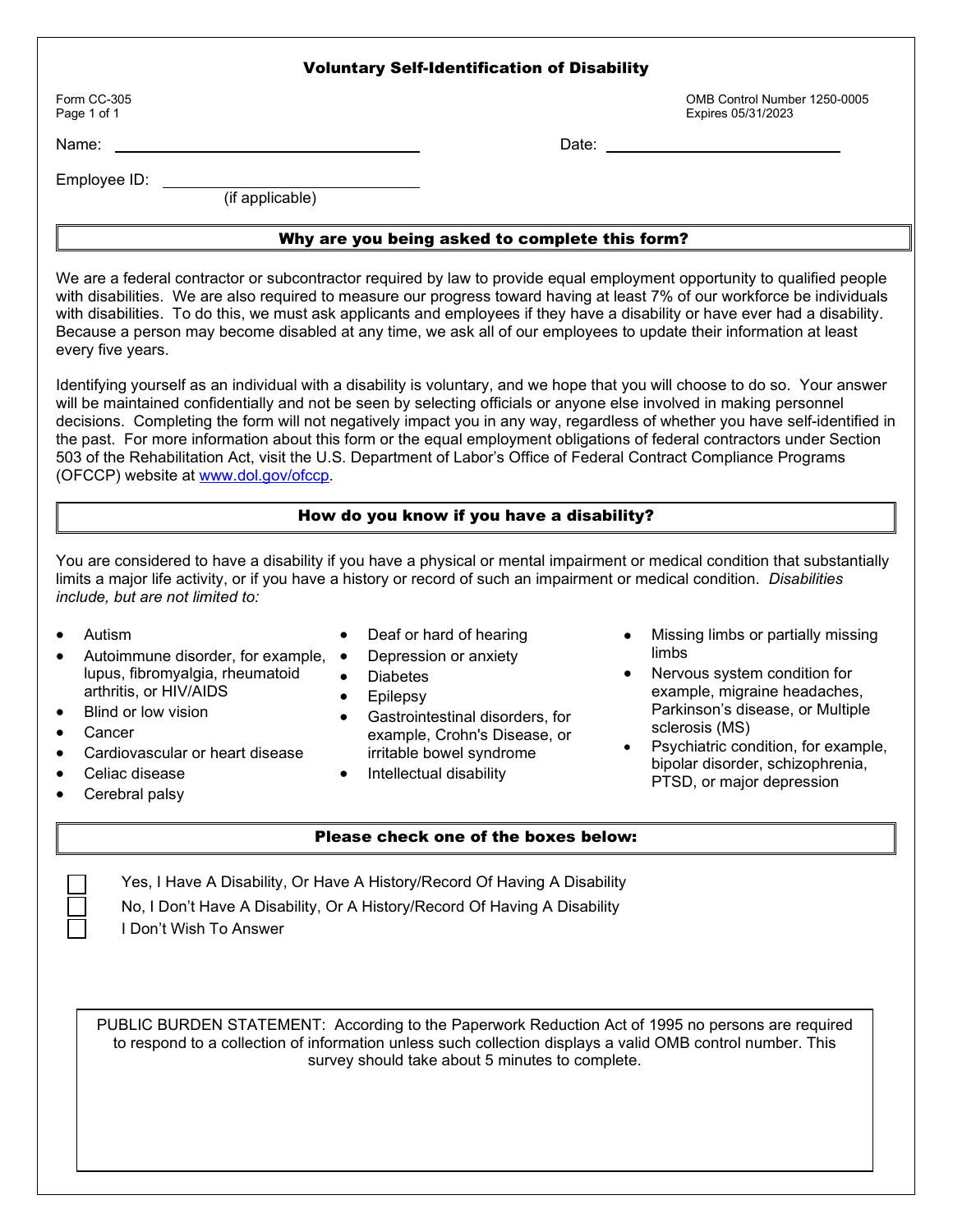# Voluntary Self-Identification of Disability

Form CC-305
Page 1 of 1

OMB Control Number 1250-0005
Expires 05/31/2023

Name: ______________________________ Date: ______________________________

Employee ID: ______________________________
(if applicable)

## Why are you being asked to complete this form?

We are a federal contractor or subcontractor required by law to provide equal employment opportunity to qualified people with disabilities. We are also required to measure our progress toward having at least 7% of our workforce be individuals with disabilities. To do this, we must ask applicants and employees if they have a disability or have ever had a disability. Because a person may become disabled at any time, we ask all of our employees to update their information at least every five years.

Identifying yourself as an individual with a disability is voluntary, and we hope that you will choose to do so. Your answer will be maintained confidentially and not be seen by selecting officials or anyone else involved in making personnel decisions. Completing the form will not negatively impact you in any way, regardless of whether you have self-identified in the past. For more information about this form or the equal employment obligations of federal contractors under Section 503 of the Rehabilitation Act, visit the U.S. Department of Labor's Office of Federal Contract Compliance Programs (OFCCP) website at www.dol.gov/ofccp.

## How do you know if you have a disability?

You are considered to have a disability if you have a physical or mental impairment or medical condition that substantially limits a major life activity, or if you have a history or record of such an impairment or medical condition. *Disabilities include, but are not limited to:*

- Autism
- Autoimmune disorder, for example, lupus, fibromyalgia, rheumatoid arthritis, or HIV/AIDS
- Blind or low vision
- Cancer
- Cardiovascular or heart disease
- Celiac disease
- Cerebral palsy
- Deaf or hard of hearing
- Depression or anxiety
- Diabetes
- Epilepsy
- Gastrointestinal disorders, for example, Crohn's Disease, or irritable bowel syndrome
- Intellectual disability
- Missing limbs or partially missing limbs
- Nervous system condition for example, migraine headaches, Parkinson's disease, or Multiple sclerosis (MS)
- Psychiatric condition, for example, bipolar disorder, schizophrenia, PTSD, or major depression

## Please check one of the boxes below:

☐ Yes, I Have A Disability, Or Have A History/Record Of Having A Disability
☐ No, I Don't Have A Disability, Or A History/Record Of Having A Disability
☐ I Don't Wish To Answer

PUBLIC BURDEN STATEMENT: According to the Paperwork Reduction Act of 1995 no persons are required to respond to a collection of information unless such collection displays a valid OMB control number. This survey should take about 5 minutes to complete.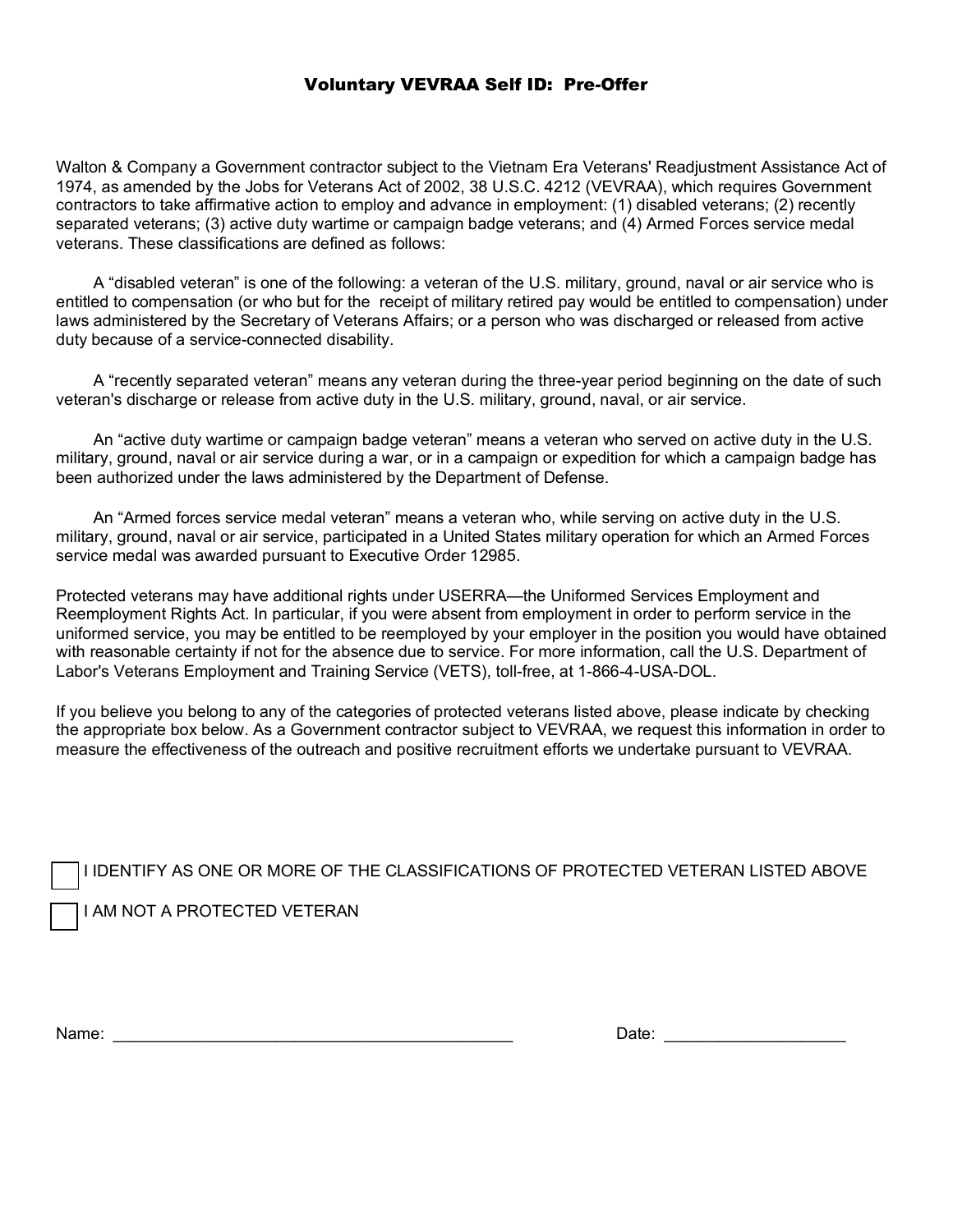# Voluntary VEVRAA Self ID: Pre-Offer

Walton & Company a Government contractor subject to the Vietnam Era Veterans' Readjustment Assistance Act of 1974, as amended by the Jobs for Veterans Act of 2002, 38 U.S.C. 4212 (VEVRAA), which requires Government contractors to take affirmative action to employ and advance in employment: (1) disabled veterans; (2) recently separated veterans; (3) active duty wartime or campaign badge veterans; and (4) Armed Forces service medal veterans. These classifications are defined as follows:

A “disabled veteran” is one of the following: a veteran of the U.S. military, ground, naval or air service who is entitled to compensation (or who but for the receipt of military retired pay would be entitled to compensation) under laws administered by the Secretary of Veterans Affairs; or a person who was discharged or released from active duty because of a service-connected disability.

A “recently separated veteran” means any veteran during the three-year period beginning on the date of such veteran's discharge or release from active duty in the U.S. military, ground, naval, or air service.

An “active duty wartime or campaign badge veteran” means a veteran who served on active duty in the U.S. military, ground, naval or air service during a war, or in a campaign or expedition for which a campaign badge has been authorized under the laws administered by the Department of Defense.

An “Armed forces service medal veteran” means a veteran who, while serving on active duty in the U.S. military, ground, naval or air service, participated in a United States military operation for which an Armed Forces service medal was awarded pursuant to Executive Order 12985.

Protected veterans may have additional rights under USERRA—the Uniformed Services Employment and Reemployment Rights Act. In particular, if you were absent from employment in order to perform service in the uniformed service, you may be entitled to be reemployed by your employer in the position you would have obtained with reasonable certainty if not for the absence due to service. For more information, call the U.S. Department of Labor's Veterans Employment and Training Service (VETS), toll-free, at 1-866-4-USA-DOL.

If you believe you belong to any of the categories of protected veterans listed above, please indicate by checking the appropriate box below. As a Government contractor subject to VEVRAA, we request this information in order to measure the effectiveness of the outreach and positive recruitment efforts we undertake pursuant to VEVRAA.

☐ I IDENTIFY AS ONE OR MORE OF THE CLASSIFICATIONS OF PROTECTED VETERAN LISTED ABOVE

☐ I AM NOT A PROTECTED VETERAN

Name: ____________________________________________ Date: ___________________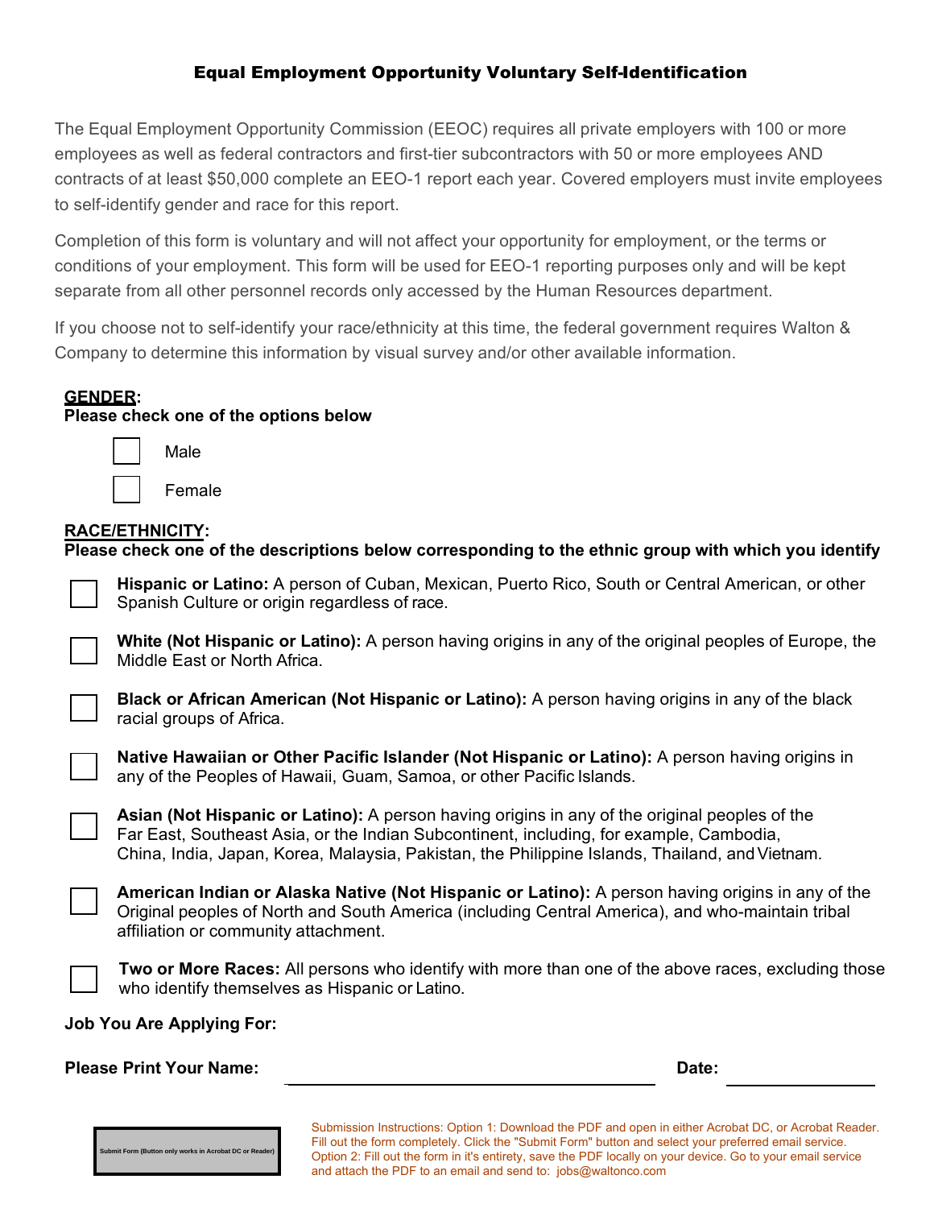# Equal Employment Opportunity Voluntary Self-Identification

The Equal Employment Opportunity Commission (EEOC) requires all private employers with 100 or more employees as well as federal contractors and first-tier subcontractors with 50 or more employees AND contracts of at least $50,000 complete an EEO-1 report each year. Covered employers must invite employees to self-identify gender and race for this report.

Completion of this form is voluntary and will not affect your opportunity for employment, or the terms or conditions of your employment. This form will be used for EEO-1 reporting purposes only and will be kept separate from all other personnel records only accessed by the Human Resources department.

If you choose not to self-identify your race/ethnicity at this time, the federal government requires Walton & Company to determine this information by visual survey and/or other available information.

**GENDER:**
**Please check one of the options below**

- ☐ Male
- ☐ Female

**RACE/ETHNICITY:**
**Please check one of the descriptions below corresponding to the ethnic group with which you identify**

- ☐ **Hispanic or Latino:** A person of Cuban, Mexican, Puerto Rico, South or Central American, or other Spanish Culture or origin regardless of race.
- ☐ **White (Not Hispanic or Latino):** A person having origins in any of the original peoples of Europe, the Middle East or North Africa.
- ☐ **Black or African American (Not Hispanic or Latino):** A person having origins in any of the black racial groups of Africa.
- ☐ **Native Hawaiian or Other Pacific Islander (Not Hispanic or Latino):** A person having origins in any of the Peoples of Hawaii, Guam, Samoa, or other Pacific Islands.
- ☐ **Asian (Not Hispanic or Latino):** A person having origins in any of the original peoples of the Far East, Southeast Asia, or the Indian Subcontinent, including, for example, Cambodia, China, India, Japan, Korea, Malaysia, Pakistan, the Philippine Islands, Thailand, and Vietnam.
- ☐ **American Indian or Alaska Native (Not Hispanic or Latino):** A person having origins in any of the Original peoples of North and South America (including Central America), and who-maintain tribal affiliation or community attachment.
- ☐ **Two or More Races:** All persons who identify with more than one of the above races, excluding those who identify themselves as Hispanic or Latino.

**Job You Are Applying For:**

**Please Print Your Name:** ______________________________ **Date:** ______________

Submit Form (Button only works in Acrobat DC or Reader)

Submission Instructions: Option 1: Download the PDF and open in either Acrobat DC, or Acrobat Reader. Fill out the form completely. Click the "Submit Form" button and select your preferred email service. Option 2: Fill out the form in it's entirety, save the PDF locally on your device. Go to your email service and attach the PDF to an email and send to: jobs@waltonco.com